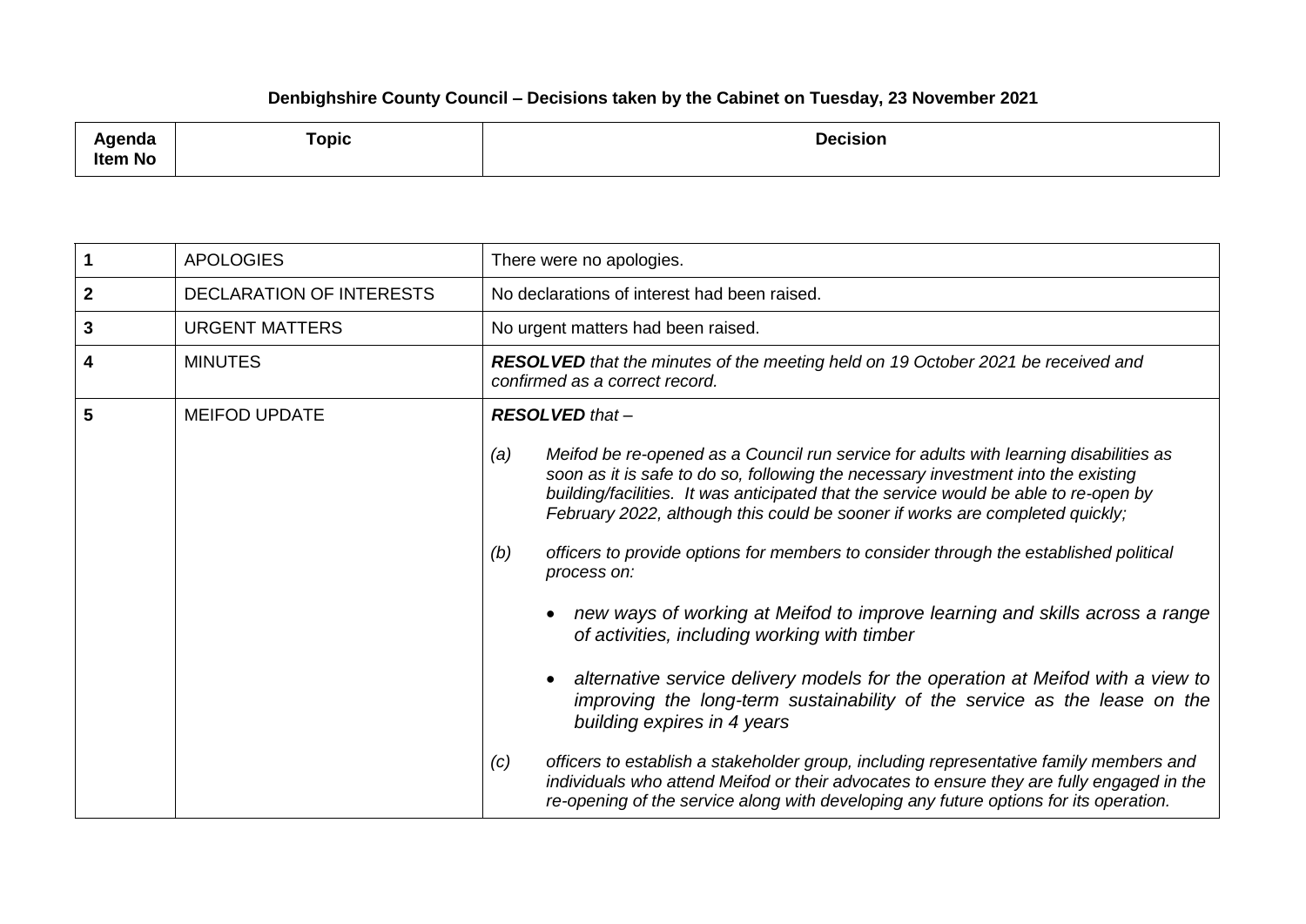# Denbighshire County Council – Decisions taken by the Cabinet on Tuesday, 23 November 2021

| Agenda Item No | Topic | Decision |
|---|---|---|
| 1 | APOLOGIES | There were no apologies. |
| 2 | DECLARATION OF INTERESTS | No declarations of interest had been raised. |
| 3 | URGENT MATTERS | No urgent matters had been raised. |
| 4 | MINUTES | ***RESOLVED*** *that the minutes of the meeting held on 19 October 2021 be received and confirmed as a correct record.* |
| 5 | MEIFOD UPDATE | ***RESOLVED*** *that –*<br><br>*(a) Meifod be re-opened as a Council run service for adults with learning disabilities as soon as it is safe to do so, following the necessary investment into the existing building/facilities. It was anticipated that the service would be able to re-open by February 2022, although this could be sooner if works are completed quickly;*<br><br>*(b) officers to provide options for members to consider through the established political process on:*<br><br>• *new ways of working at Meifod to improve learning and skills across a range of activities, including working with timber*<br><br>• *alternative service delivery models for the operation at Meifod with a view to improving the long-term sustainability of the service as the lease on the building expires in 4 years*<br><br>*(c) officers to establish a stakeholder group, including representative family members and individuals who attend Meifod or their advocates to ensure they are fully engaged in the re-opening of the service along with developing any future options for its operation.* |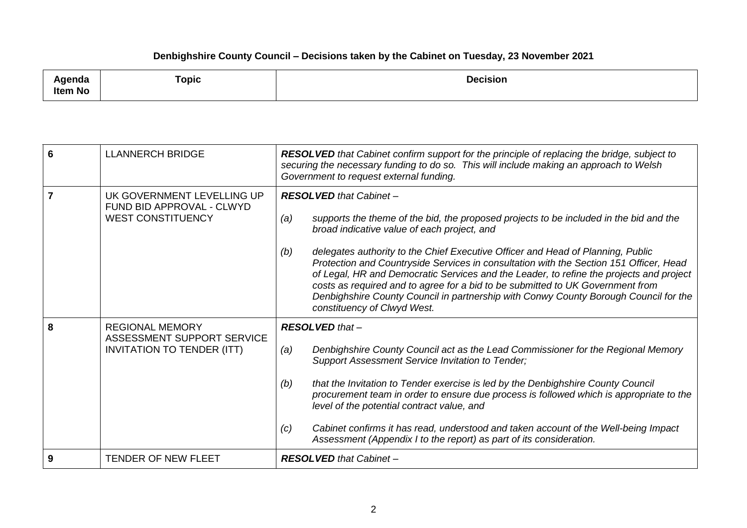**Denbighshire County Council – Decisions taken by the Cabinet on Tuesday, 23 November 2021**

| Agenda Item No | Topic | Decision |
|---|---|---|
| 6 | LLANNERCH BRIDGE | ***RESOLVED*** *that Cabinet confirm support for the principle of replacing the bridge, subject to securing the necessary funding to do so. This will include making an approach to Welsh Government to request external funding.* |
| 7 | UK GOVERNMENT LEVELLING UP FUND BID APPROVAL - CLWYD WEST CONSTITUENCY | ***RESOLVED*** *that Cabinet –*<br><br>*(a) supports the theme of the bid, the proposed projects to be included in the bid and the broad indicative value of each project, and*<br><br>*(b) delegates authority to the Chief Executive Officer and Head of Planning, Public Protection and Countryside Services in consultation with the Section 151 Officer, Head of Legal, HR and Democratic Services and the Leader, to refine the projects and project costs as required and to agree for a bid to be submitted to UK Government from Denbighshire County Council in partnership with Conwy County Borough Council for the constituency of Clwyd West.* |
| 8 | REGIONAL MEMORY ASSESSMENT SUPPORT SERVICE INVITATION TO TENDER (ITT) | ***RESOLVED*** *that –*<br><br>*(a) Denbighshire County Council act as the Lead Commissioner for the Regional Memory Support Assessment Service Invitation to Tender;*<br><br>*(b) that the Invitation to Tender exercise is led by the Denbighshire County Council procurement team in order to ensure due process is followed which is appropriate to the level of the potential contract value, and*<br><br>*(c) Cabinet confirms it has read, understood and taken account of the Well-being Impact Assessment (Appendix I to the report) as part of its consideration.* |
| 9 | TENDER OF NEW FLEET | ***RESOLVED*** *that Cabinet –* |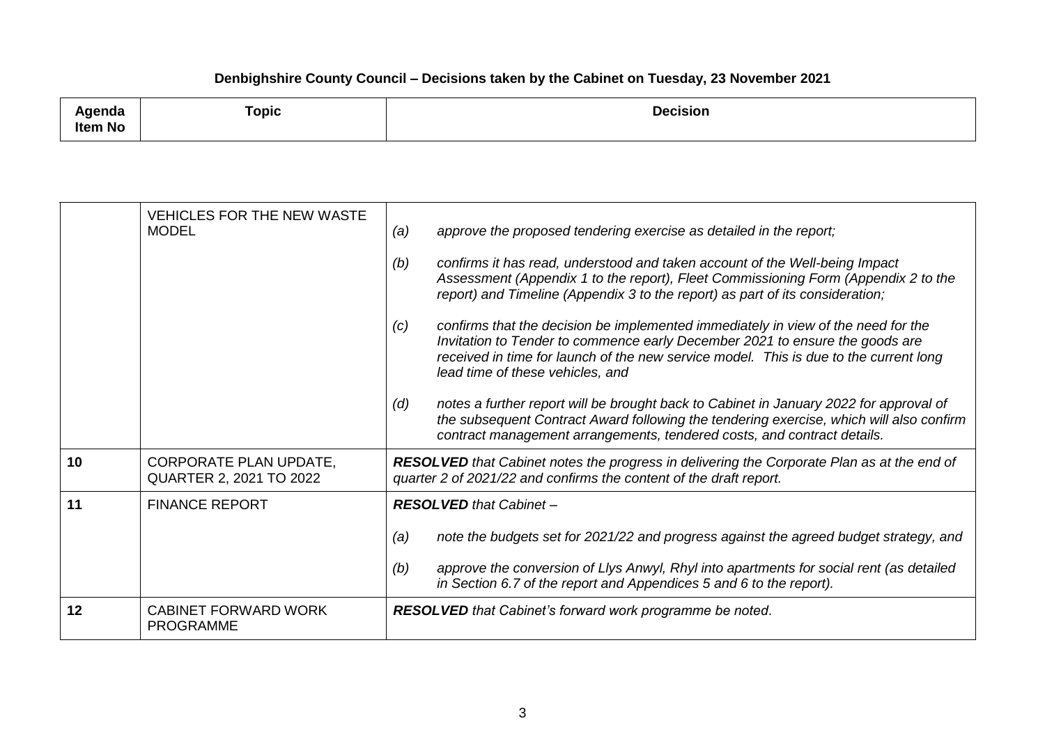**Denbighshire County Council – Decisions taken by the Cabinet on Tuesday, 23 November 2021**

| Agenda Item No | Topic | Decision |
|---|---|---|
| | VEHICLES FOR THE NEW WASTE MODEL | *(a) approve the proposed tendering exercise as detailed in the report;*<br><br>*(b) confirms it has read, understood and taken account of the Well-being Impact Assessment (Appendix 1 to the report), Fleet Commissioning Form (Appendix 2 to the report) and Timeline (Appendix 3 to the report) as part of its consideration;*<br><br>*(c) confirms that the decision be implemented immediately in view of the need for the Invitation to Tender to commence early December 2021 to ensure the goods are received in time for launch of the new service model. This is due to the current long lead time of these vehicles, and*<br><br>*(d) notes a further report will be brought back to Cabinet in January 2022 for approval of the subsequent Contract Award following the tendering exercise, which will also confirm contract management arrangements, tendered costs, and contract details.* |
| **10** | CORPORATE PLAN UPDATE, QUARTER 2, 2021 TO 2022 | ***RESOLVED*** *that Cabinet notes the progress in delivering the Corporate Plan as at the end of quarter 2 of 2021/22 and confirms the content of the draft report.* |
| **11** | FINANCE REPORT | ***RESOLVED*** *that Cabinet –*<br><br>*(a) note the budgets set for 2021/22 and progress against the agreed budget strategy, and*<br><br>*(b) approve the conversion of Llys Anwyl, Rhyl into apartments for social rent (as detailed in Section 6.7 of the report and Appendices 5 and 6 to the report).* |
| **12** | CABINET FORWARD WORK PROGRAMME | ***RESOLVED*** *that Cabinet's forward work programme be noted.* |